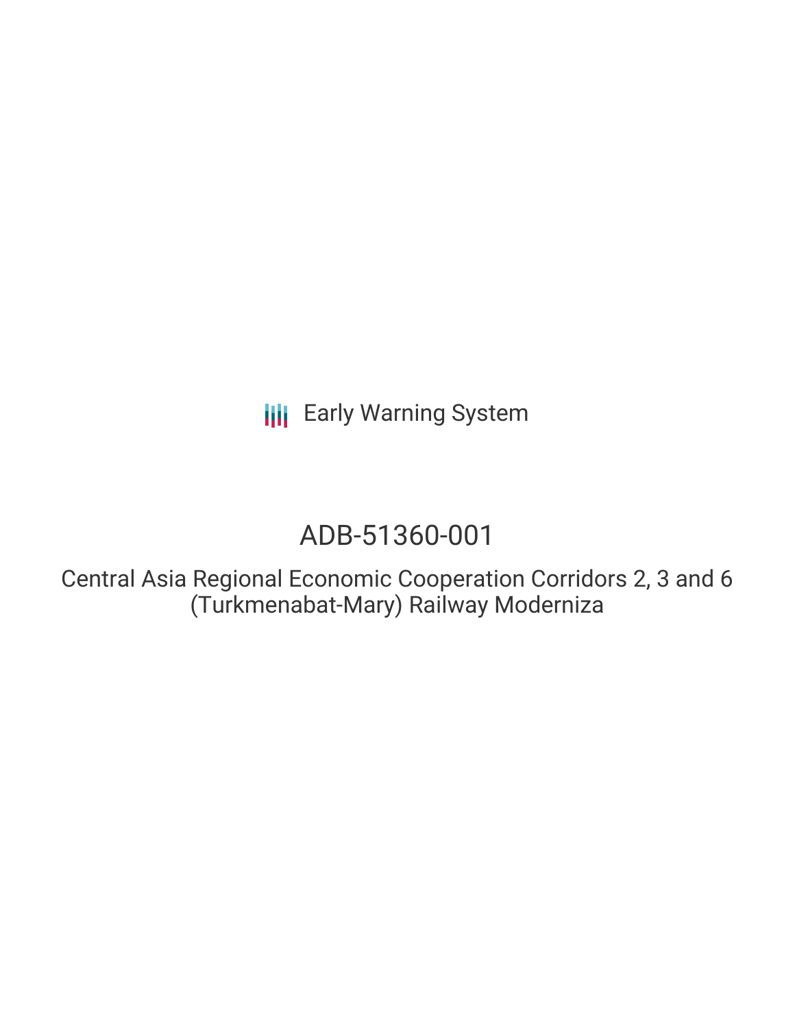Early Warning System

# ADB-51360-001

Central Asia Regional Economic Cooperation Corridors 2, 3 and 6 (Turkmenabat-Mary) Railway Moderniza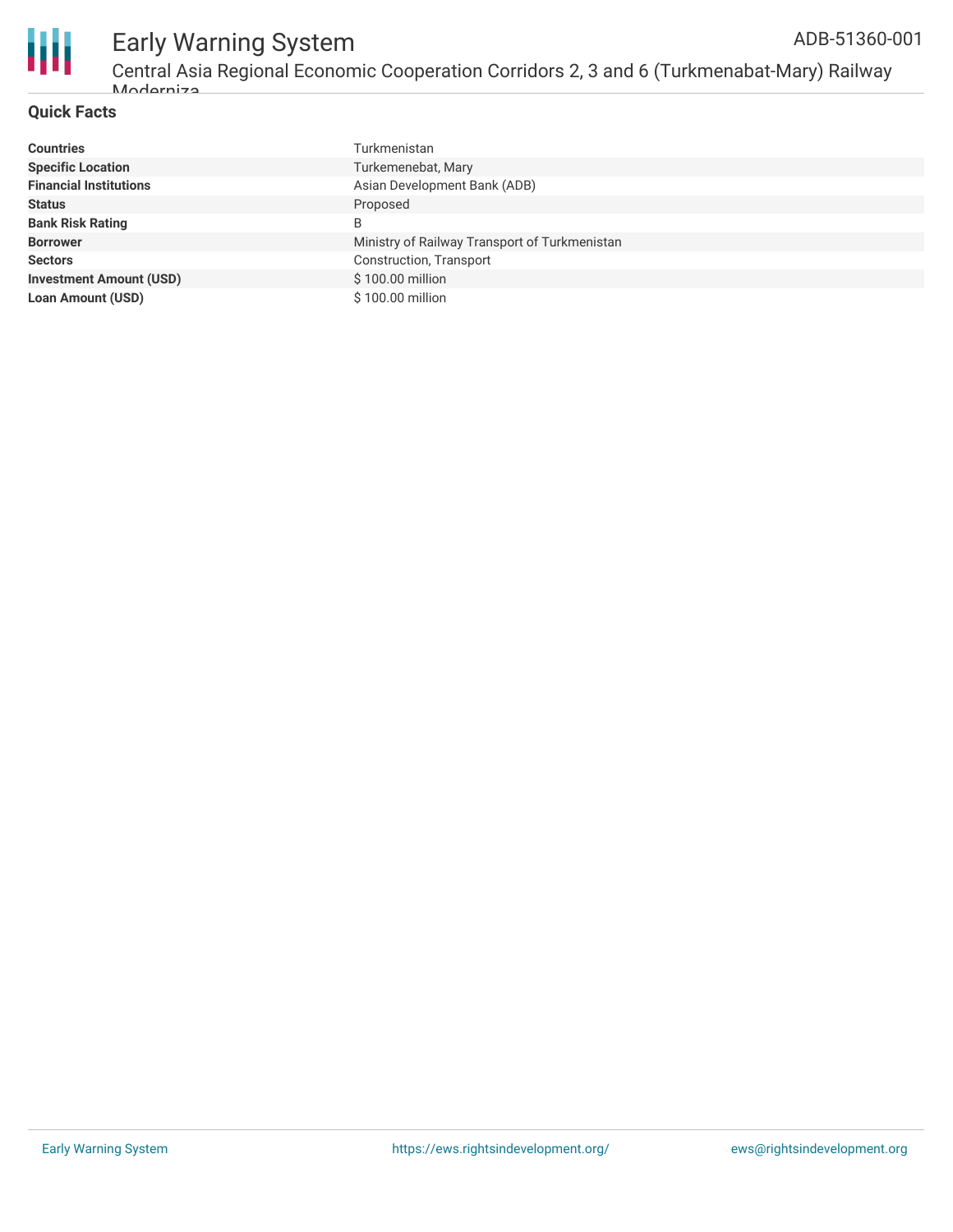## Quick Facts

| | |
|---|---|
| **Countries** | Turkmenistan |
| **Specific Location** | Turkemenebat, Mary |
| **Financial Institutions** | Asian Development Bank (ADB) |
| **Status** | Proposed |
| **Bank Risk Rating** | B |
| **Borrower** | Ministry of Railway Transport of Turkmenistan |
| **Sectors** | Construction, Transport |
| **Investment Amount (USD)** | $ 100.00 million |
| **Loan Amount (USD)** | $ 100.00 million |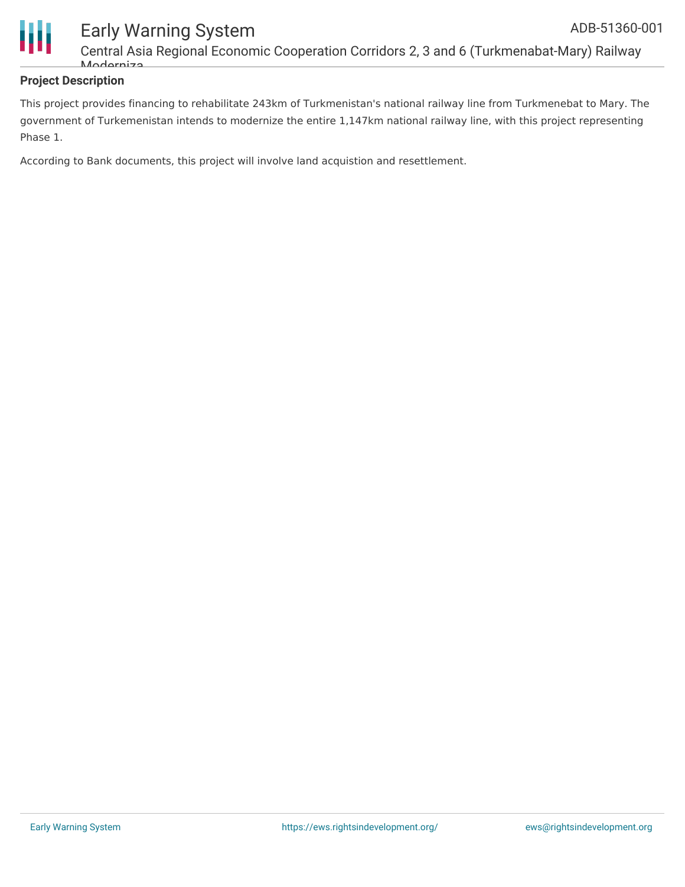**Project Description**

This project provides financing to rehabilitate 243km of Turkmenistan's national railway line from Turkmenebat to Mary. The government of Turkemenistan intends to modernize the entire 1,147km national railway line, with this project representing Phase 1.

According to Bank documents, this project will involve land acquistion and resettlement.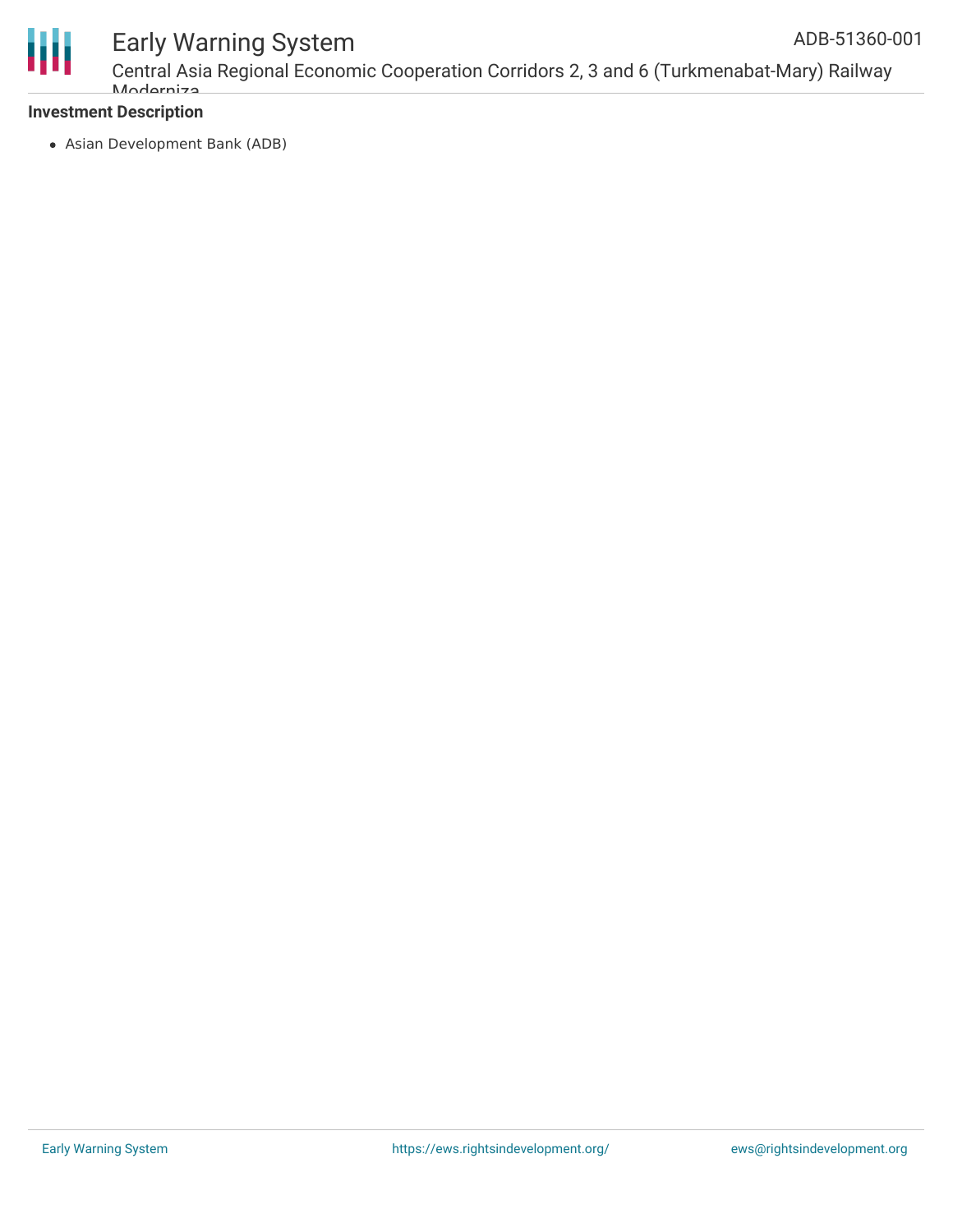**Investment Description**

- Asian Development Bank (ADB)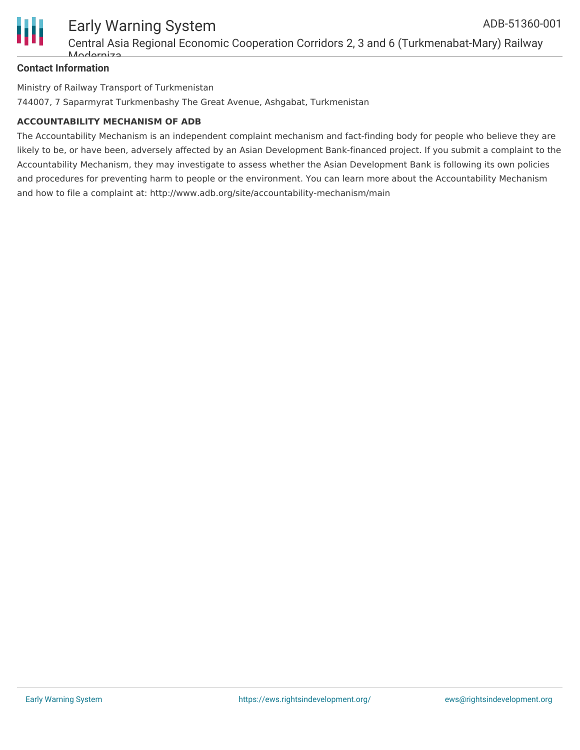#### Contact Information

Ministry of Railway Transport of Turkmenistan

744007, 7 Saparmyrat Turkmenbashy The Great Avenue, Ashgabat, Turkmenistan

#### ACCOUNTABILITY MECHANISM OF ADB

The Accountability Mechanism is an independent complaint mechanism and fact-finding body for people who believe they are likely to be, or have been, adversely affected by an Asian Development Bank-financed project. If you submit a complaint to the Accountability Mechanism, they may investigate to assess whether the Asian Development Bank is following its own policies and procedures for preventing harm to people or the environment. You can learn more about the Accountability Mechanism and how to file a complaint at: http://www.adb.org/site/accountability-mechanism/main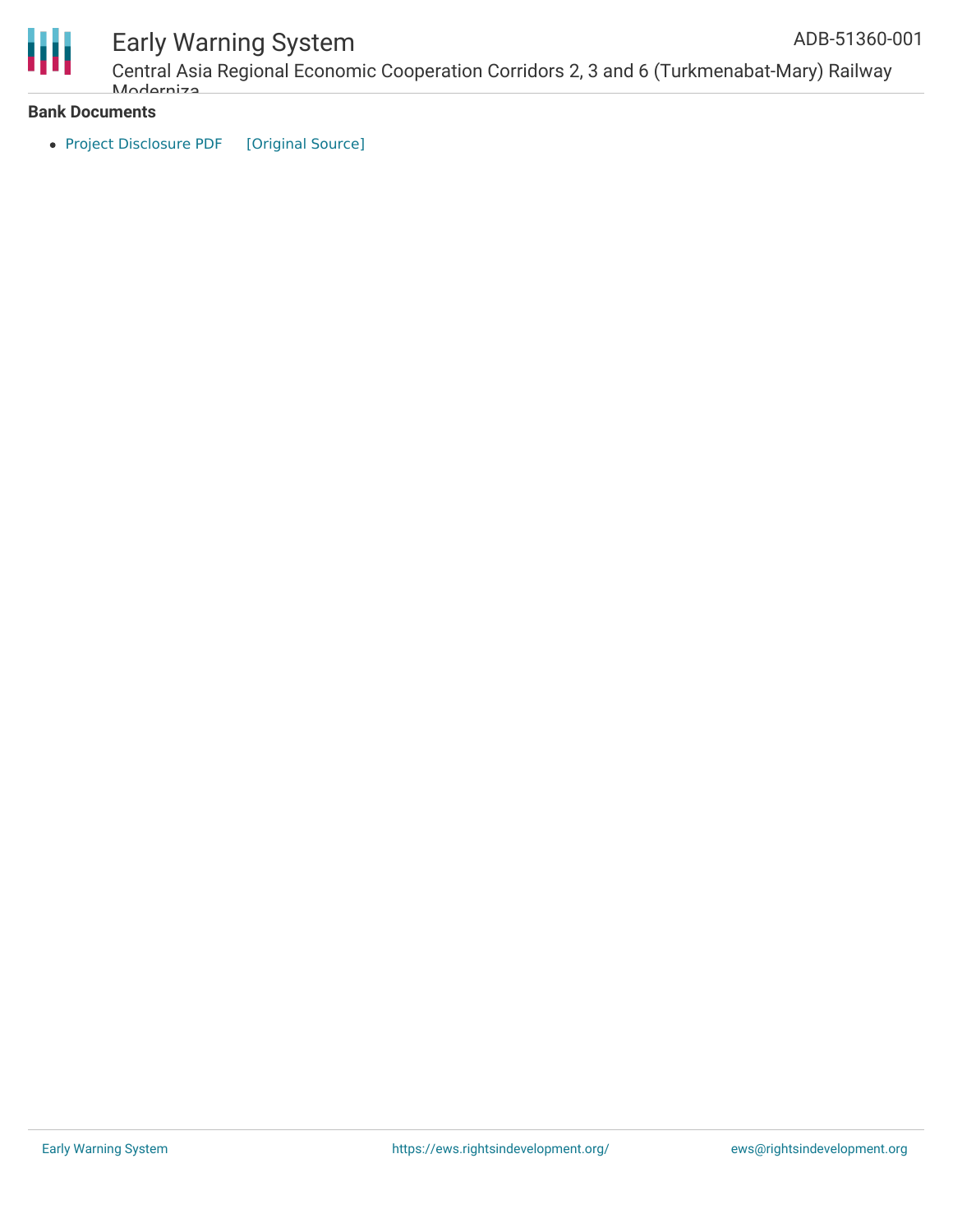**Bank Documents**

- Project Disclosure PDF [Original Source]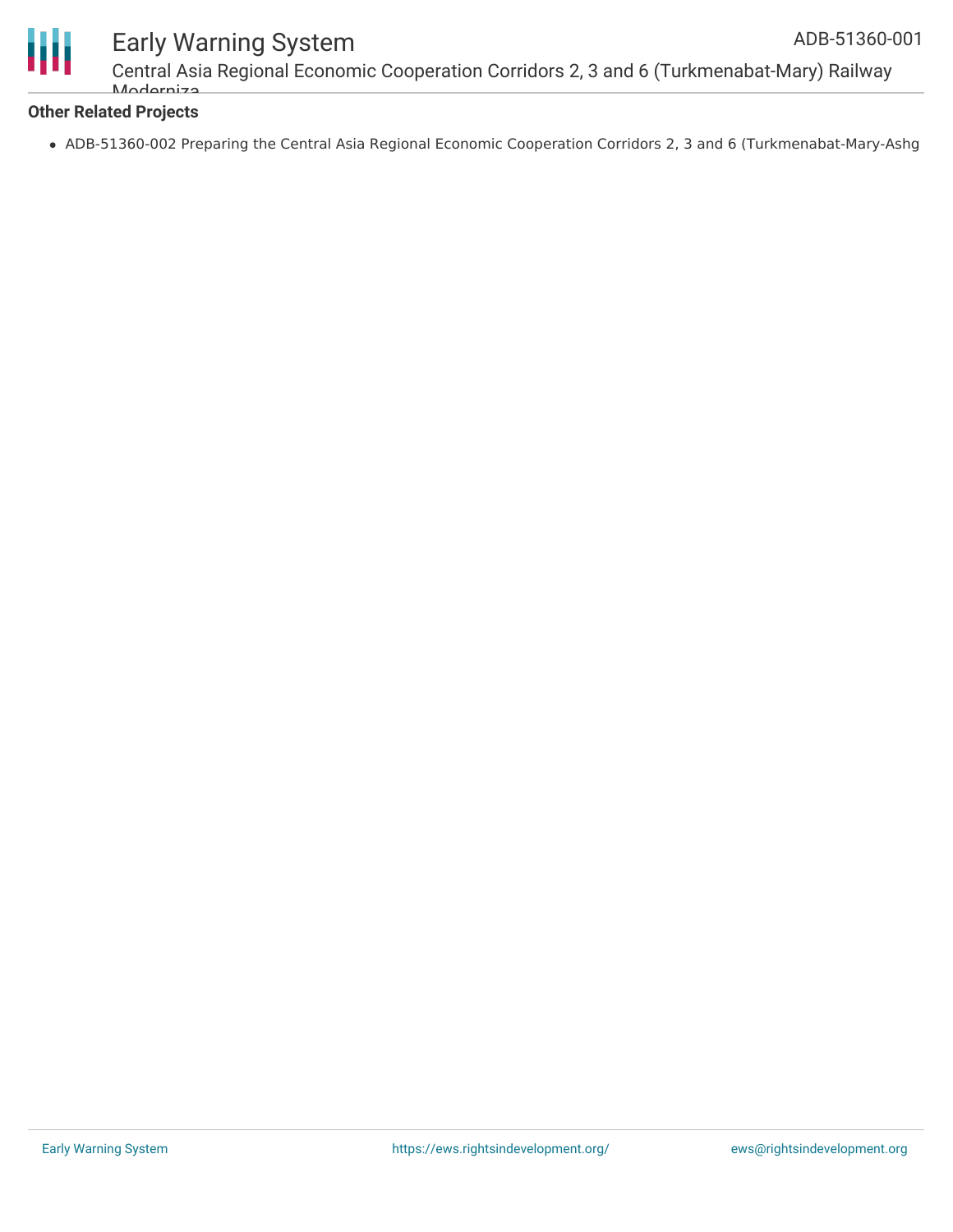**Other Related Projects**

- ADB-51360-002 Preparing the Central Asia Regional Economic Cooperation Corridors 2, 3 and 6 (Turkmenabat-Mary-Ashg